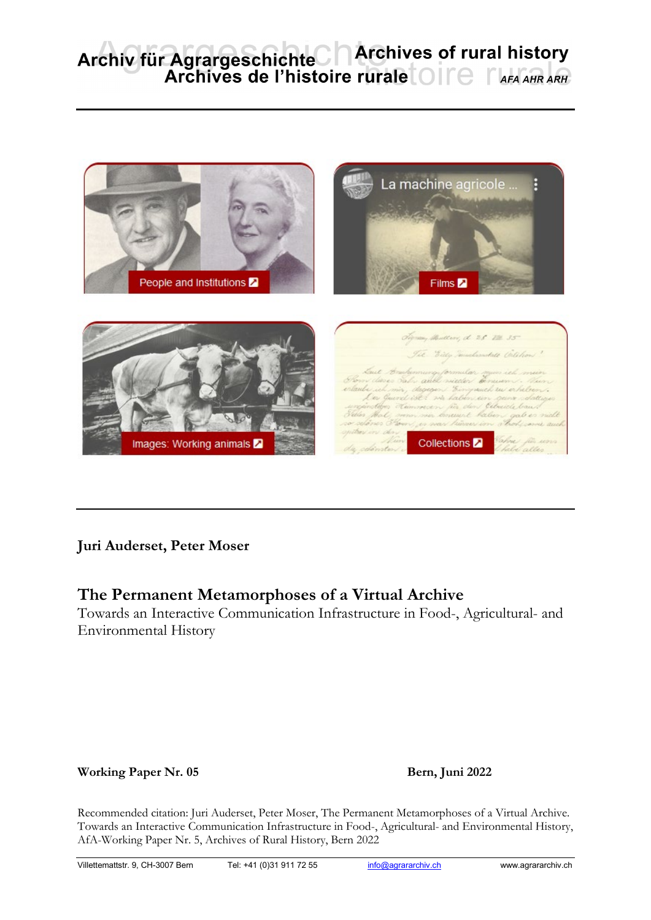Archiv für Agrargeschichte
Archives de l'histoire rurale
Archives of rural history
AFA AHR ARH

People and Institutions

Films

Images: Working animals

Collections

**Juri Auderset, Peter Moser**

# The Permanent Metamorphoses of a Virtual Archive

Towards an Interactive Communication Infrastructure in Food-, Agricultural- and Environmental History

**Working Paper Nr. 05** **Bern, Juni 2022**

Recommended citation: Juri Auderset, Peter Moser, The Permanent Metamorphoses of a Virtual Archive. Towards an Interactive Communication Infrastructure in Food-, Agricultural- and Environmental History, AfA-Working Paper Nr. 5, Archives of Rural History, Bern 2022

Villettemattstr. 9, CH-3007 Bern Tel: +41 (0)31 911 72 55 info@agrararchiv.ch www.agrararchiv.ch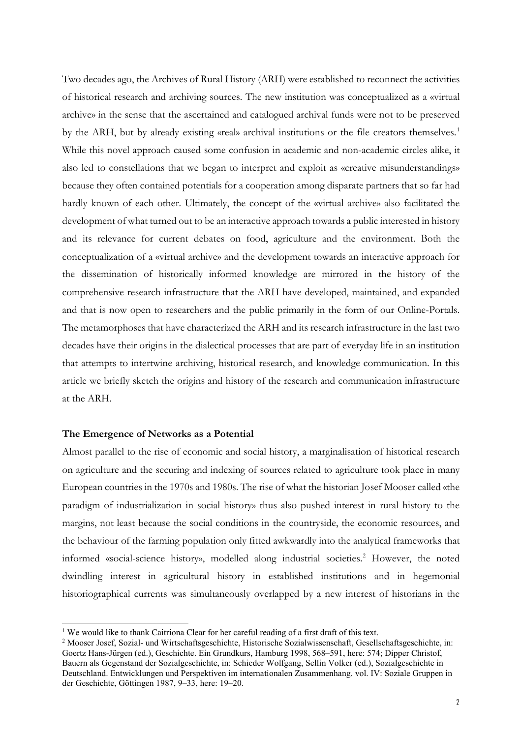Two decades ago, the Archives of Rural History (ARH) were established to reconnect the activities of historical research and archiving sources. The new institution was conceptualized as a «virtual archive» in the sense that the ascertained and catalogued archival funds were not to be preserved by the ARH, but by already existing «real» archival institutions or the file creators themselves.[1] While this novel approach caused some confusion in academic and non-academic circles alike, it also led to constellations that we began to interpret and exploit as «creative misunderstandings» because they often contained potentials for a cooperation among disparate partners that so far had hardly known of each other. Ultimately, the concept of the «virtual archive» also facilitated the development of what turned out to be an interactive approach towards a public interested in history and its relevance for current debates on food, agriculture and the environment. Both the conceptualization of a «virtual archive» and the development towards an interactive approach for the dissemination of historically informed knowledge are mirrored in the history of the comprehensive research infrastructure that the ARH have developed, maintained, and expanded and that is now open to researchers and the public primarily in the form of our Online-Portals. The metamorphoses that have characterized the ARH and its research infrastructure in the last two decades have their origins in the dialectical processes that are part of everyday life in an institution that attempts to intertwine archiving, historical research, and knowledge communication. In this article we briefly sketch the origins and history of the research and communication infrastructure at the ARH.

**The Emergence of Networks as a Potential**

Almost parallel to the rise of economic and social history, a marginalisation of historical research on agriculture and the securing and indexing of sources related to agriculture took place in many European countries in the 1970s and 1980s. The rise of what the historian Josef Mooser called «the paradigm of industrialization in social history» thus also pushed interest in rural history to the margins, not least because the social conditions in the countryside, the economic resources, and the behaviour of the farming population only fitted awkwardly into the analytical frameworks that informed «social-science history», modelled along industrial societies.[2] However, the noted dwindling interest in agricultural history in established institutions and in hegemonial historiographical currents was simultaneously overlapped by a new interest of historians in the

---

[1] We would like to thank Caitriona Clear for her careful reading of a first draft of this text.

[2] Mooser Josef, Sozial- und Wirtschaftsgeschichte, Historische Sozialwissenschaft, Gesellschaftsgeschichte, in: Goertz Hans-Jürgen (ed.), Geschichte. Ein Grundkurs, Hamburg 1998, 568–591, here: 574; Dipper Christof, Bauern als Gegenstand der Sozialgeschichte, in: Schieder Wolfgang, Sellin Volker (ed.), Sozialgeschichte in Deutschland. Entwicklungen und Perspektiven im internationalen Zusammenhang. vol. IV: Soziale Gruppen in der Geschichte, Göttingen 1987, 9–33, here: 19–20.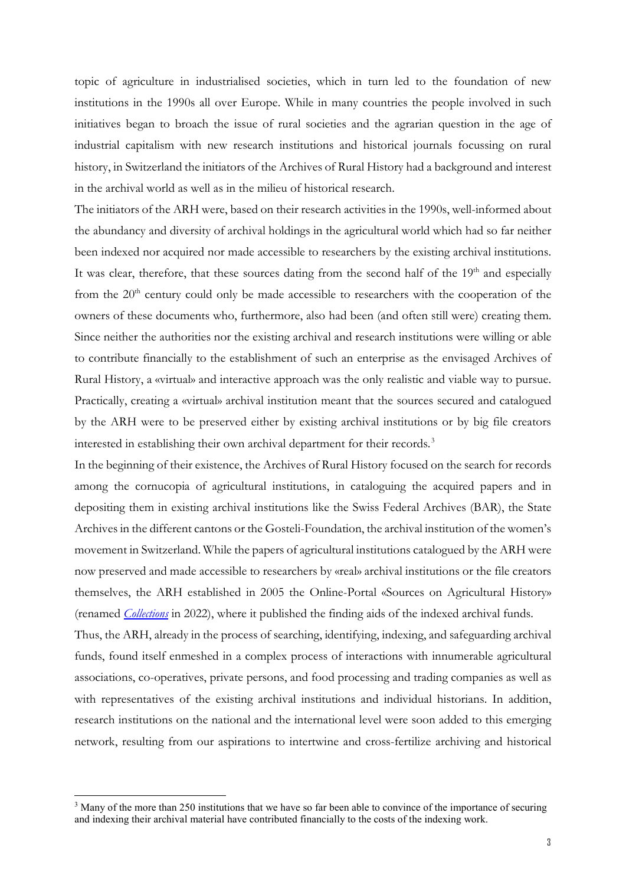topic of agriculture in industrialised societies, which in turn led to the foundation of new institutions in the 1990s all over Europe. While in many countries the people involved in such initiatives began to broach the issue of rural societies and the agrarian question in the age of industrial capitalism with new research institutions and historical journals focussing on rural history, in Switzerland the initiators of the Archives of Rural History had a background and interest in the archival world as well as in the milieu of historical research.

The initiators of the ARH were, based on their research activities in the 1990s, well-informed about the abundancy and diversity of archival holdings in the agricultural world which had so far neither been indexed nor acquired nor made accessible to researchers by the existing archival institutions. It was clear, therefore, that these sources dating from the second half of the 19th and especially from the 20th century could only be made accessible to researchers with the cooperation of the owners of these documents who, furthermore, also had been (and often still were) creating them. Since neither the authorities nor the existing archival and research institutions were willing or able to contribute financially to the establishment of such an enterprise as the envisaged Archives of Rural History, a «virtual» and interactive approach was the only realistic and viable way to pursue. Practically, creating a «virtual» archival institution meant that the sources secured and catalogued by the ARH were to be preserved either by existing archival institutions or by big file creators interested in establishing their own archival department for their records.[3]

In the beginning of their existence, the Archives of Rural History focused on the search for records among the cornucopia of agricultural institutions, in cataloguing the acquired papers and in depositing them in existing archival institutions like the Swiss Federal Archives (BAR), the State Archives in the different cantons or the Gosteli-Foundation, the archival institution of the women's movement in Switzerland. While the papers of agricultural institutions catalogued by the ARH were now preserved and made accessible to researchers by «real» archival institutions or the file creators themselves, the ARH established in 2005 the Online-Portal «Sources on Agricultural History» (renamed *Collections* in 2022), where it published the finding aids of the indexed archival funds.

Thus, the ARH, already in the process of searching, identifying, indexing, and safeguarding archival funds, found itself enmeshed in a complex process of interactions with innumerable agricultural associations, co-operatives, private persons, and food processing and trading companies as well as with representatives of the existing archival institutions and individual historians. In addition, research institutions on the national and the international level were soon added to this emerging network, resulting from our aspirations to intertwine and cross-fertilize archiving and historical

[3] Many of the more than 250 institutions that we have so far been able to convince of the importance of securing and indexing their archival material have contributed financially to the costs of the indexing work.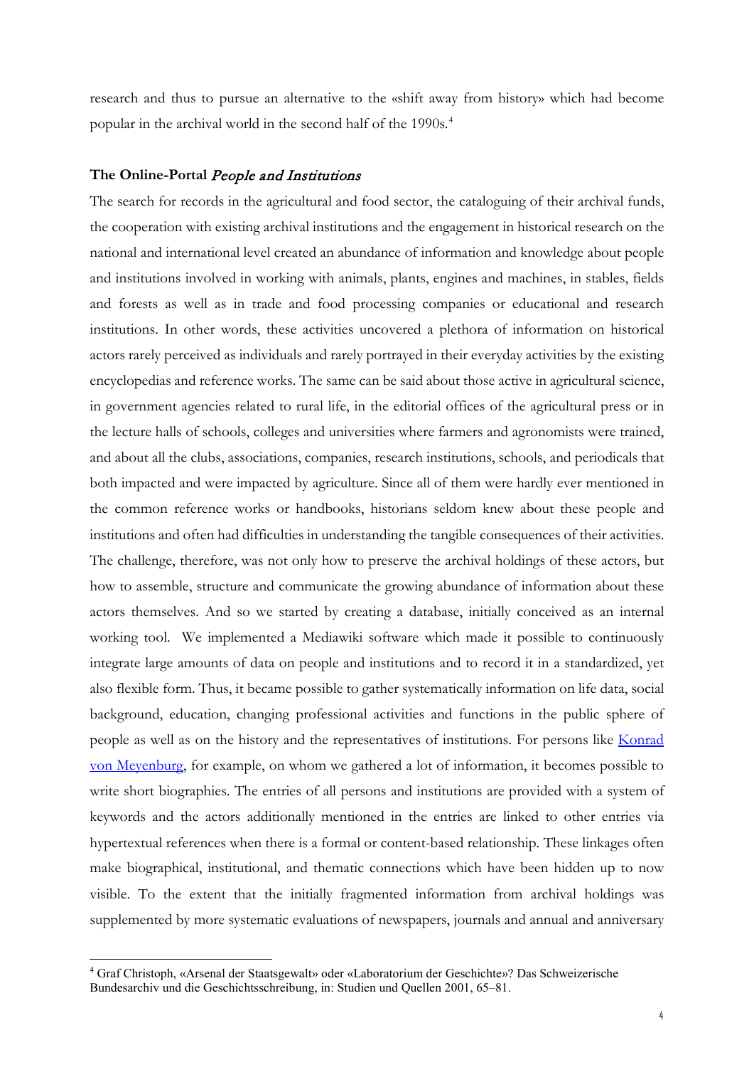research and thus to pursue an alternative to the «shift away from history» which had become popular in the archival world in the second half of the 1990s.[4]

## The Online-Portal *People and Institutions*

The search for records in the agricultural and food sector, the cataloguing of their archival funds, the cooperation with existing archival institutions and the engagement in historical research on the national and international level created an abundance of information and knowledge about people and institutions involved in working with animals, plants, engines and machines, in stables, fields and forests as well as in trade and food processing companies or educational and research institutions. In other words, these activities uncovered a plethora of information on historical actors rarely perceived as individuals and rarely portrayed in their everyday activities by the existing encyclopedias and reference works. The same can be said about those active in agricultural science, in government agencies related to rural life, in the editorial offices of the agricultural press or in the lecture halls of schools, colleges and universities where farmers and agronomists were trained, and about all the clubs, associations, companies, research institutions, schools, and periodicals that both impacted and were impacted by agriculture. Since all of them were hardly ever mentioned in the common reference works or handbooks, historians seldom knew about these people and institutions and often had difficulties in understanding the tangible consequences of their activities. The challenge, therefore, was not only how to preserve the archival holdings of these actors, but how to assemble, structure and communicate the growing abundance of information about these actors themselves. And so we started by creating a database, initially conceived as an internal working tool. We implemented a Mediawiki software which made it possible to continuously integrate large amounts of data on people and institutions and to record it in a standardized, yet also flexible form. Thus, it became possible to gather systematically information on life data, social background, education, changing professional activities and functions in the public sphere of people as well as on the history and the representatives of institutions. For persons like Konrad von Meyenburg, for example, on whom we gathered a lot of information, it becomes possible to write short biographies. The entries of all persons and institutions are provided with a system of keywords and the actors additionally mentioned in the entries are linked to other entries via hypertextual references when there is a formal or content-based relationship. These linkages often make biographical, institutional, and thematic connections which have been hidden up to now visible. To the extent that the initially fragmented information from archival holdings was supplemented by more systematic evaluations of newspapers, journals and annual and anniversary

[4] Graf Christoph, «Arsenal der Staatsgewalt» oder «Laboratorium der Geschichte»? Das Schweizerische Bundesarchiv und die Geschichtsschreibung, in: Studien und Quellen 2001, 65–81.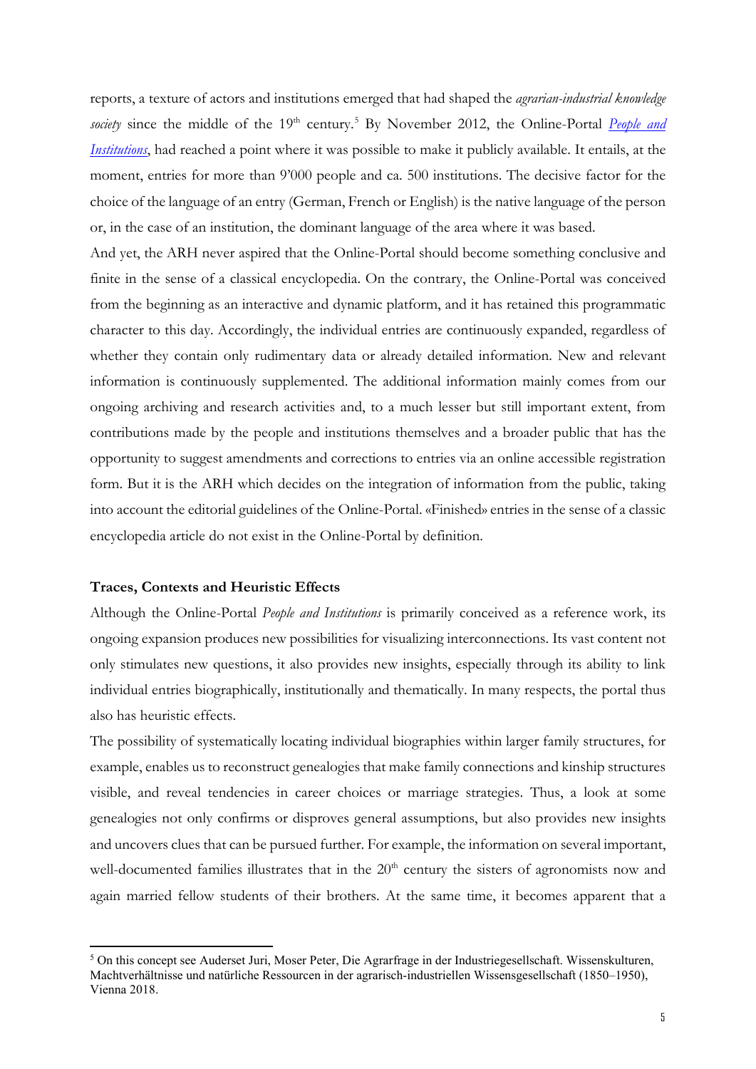reports, a texture of actors and institutions emerged that had shaped the *agrarian-industrial knowledge society* since the middle of the 19th century.[5] By November 2012, the Online-Portal *People and Institutions*, had reached a point where it was possible to make it publicly available. It entails, at the moment, entries for more than 9'000 people and ca. 500 institutions. The decisive factor for the choice of the language of an entry (German, French or English) is the native language of the person or, in the case of an institution, the dominant language of the area where it was based.

And yet, the ARH never aspired that the Online-Portal should become something conclusive and finite in the sense of a classical encyclopedia. On the contrary, the Online-Portal was conceived from the beginning as an interactive and dynamic platform, and it has retained this programmatic character to this day. Accordingly, the individual entries are continuously expanded, regardless of whether they contain only rudimentary data or already detailed information. New and relevant information is continuously supplemented. The additional information mainly comes from our ongoing archiving and research activities and, to a much lesser but still important extent, from contributions made by the people and institutions themselves and a broader public that has the opportunity to suggest amendments and corrections to entries via an online accessible registration form. But it is the ARH which decides on the integration of information from the public, taking into account the editorial guidelines of the Online-Portal. «Finished» entries in the sense of a classic encyclopedia article do not exist in the Online-Portal by definition.

**Traces, Contexts and Heuristic Effects**

Although the Online-Portal *People and Institutions* is primarily conceived as a reference work, its ongoing expansion produces new possibilities for visualizing interconnections. Its vast content not only stimulates new questions, it also provides new insights, especially through its ability to link individual entries biographically, institutionally and thematically. In many respects, the portal thus also has heuristic effects.

The possibility of systematically locating individual biographies within larger family structures, for example, enables us to reconstruct genealogies that make family connections and kinship structures visible, and reveal tendencies in career choices or marriage strategies. Thus, a look at some genealogies not only confirms or disproves general assumptions, but also provides new insights and uncovers clues that can be pursued further. For example, the information on several important, well-documented families illustrates that in the 20th century the sisters of agronomists now and again married fellow students of their brothers. At the same time, it becomes apparent that a

[5] On this concept see Auderset Juri, Moser Peter, Die Agrarfrage in der Industriegesellschaft. Wissenskulturen, Machtverhältnisse und natürliche Ressourcen in der agrarisch-industriellen Wissensgesellschaft (1850–1950), Vienna 2018.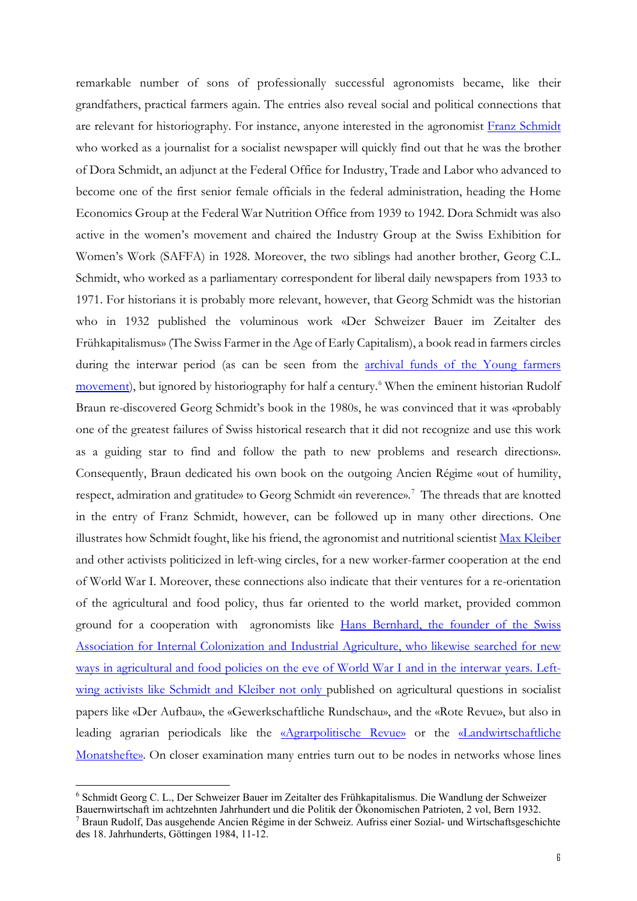remarkable number of sons of professionally successful agronomists became, like their grandfathers, practical farmers again. The entries also reveal social and political connections that are relevant for historiography. For instance, anyone interested in the agronomist Franz Schmidt who worked as a journalist for a socialist newspaper will quickly find out that he was the brother of Dora Schmidt, an adjunct at the Federal Office for Industry, Trade and Labor who advanced to become one of the first senior female officials in the federal administration, heading the Home Economics Group at the Federal War Nutrition Office from 1939 to 1942. Dora Schmidt was also active in the women's movement and chaired the Industry Group at the Swiss Exhibition for Women's Work (SAFFA) in 1928. Moreover, the two siblings had another brother, Georg C.L. Schmidt, who worked as a parliamentary correspondent for liberal daily newspapers from 1933 to 1971. For historians it is probably more relevant, however, that Georg Schmidt was the historian who in 1932 published the voluminous work «Der Schweizer Bauer im Zeitalter des Frühkapitalismus» (The Swiss Farmer in the Age of Early Capitalism), a book read in farmers circles during the interwar period (as can be seen from the archival funds of the Young farmers movement), but ignored by historiography for half a century.[6] When the eminent historian Rudolf Braun re-discovered Georg Schmidt's book in the 1980s, he was convinced that it was «probably one of the greatest failures of Swiss historical research that it did not recognize and use this work as a guiding star to find and follow the path to new problems and research directions». Consequently, Braun dedicated his own book on the outgoing Ancien Régime «out of humility, respect, admiration and gratitude» to Georg Schmidt «in reverence».[7] The threads that are knotted in the entry of Franz Schmidt, however, can be followed up in many other directions. One illustrates how Schmidt fought, like his friend, the agronomist and nutritional scientist Max Kleiber and other activists politicized in left-wing circles, for a new worker-farmer cooperation at the end of World War I. Moreover, these connections also indicate that their ventures for a re-orientation of the agricultural and food policy, thus far oriented to the world market, provided common ground for a cooperation with agronomists like Hans Bernhard, the founder of the Swiss Association for Internal Colonization and Industrial Agriculture, who likewise searched for new ways in agricultural and food policies on the eve of World War I and in the interwar years. Left-wing activists like Schmidt and Kleiber not only published on agricultural questions in socialist papers like «Der Aufbau», the «Gewerkschaftliche Rundschau», and the «Rote Revue», but also in leading agrarian periodicals like the «Agrarpolitische Revue» or the «Landwirtschaftliche Monatshefte». On closer examination many entries turn out to be nodes in networks whose lines

---

[6] Schmidt Georg C. L., Der Schweizer Bauer im Zeitalter des Frühkapitalismus. Die Wandlung der Schweizer Bauernwirtschaft im achtzehnten Jahrhundert und die Politik der Ökonomischen Patrioten, 2 vol, Bern 1932.

[7] Braun Rudolf, Das ausgehende Ancien Régime in der Schweiz. Aufriss einer Sozial- und Wirtschaftsgeschichte des 18. Jahrhunderts, Göttingen 1984, 11-12.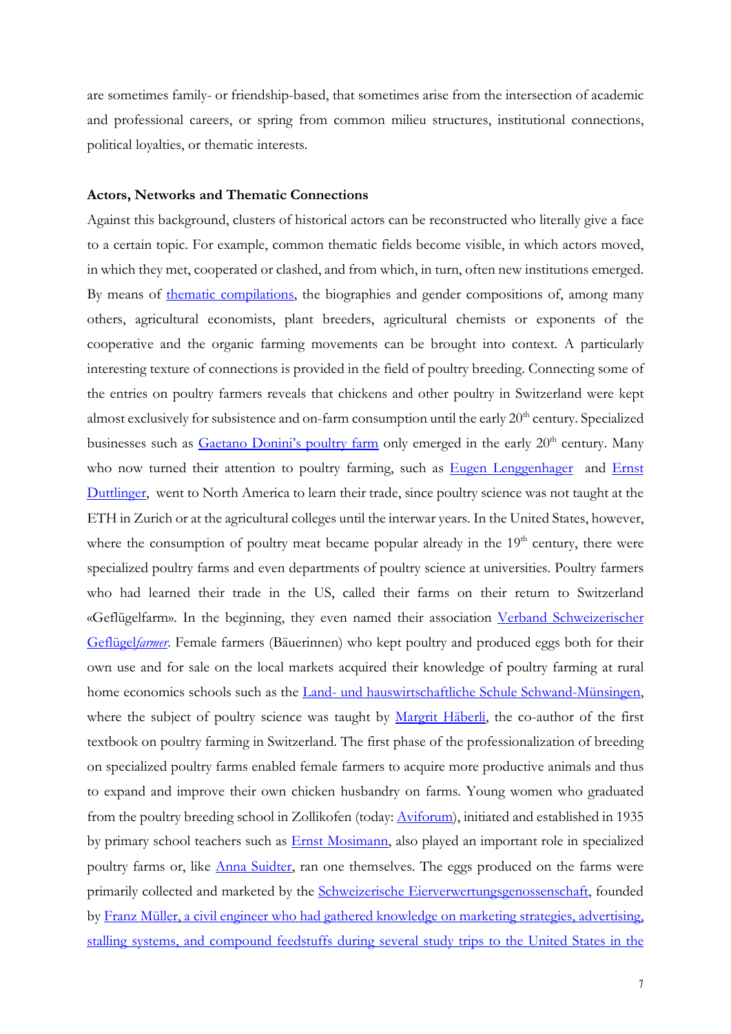are sometimes family- or friendship-based, that sometimes arise from the intersection of academic and professional careers, or spring from common milieu structures, institutional connections, political loyalties, or thematic interests.

**Actors, Networks and Thematic Connections**

Against this background, clusters of historical actors can be reconstructed who literally give a face to a certain topic. For example, common thematic fields become visible, in which actors moved, in which they met, cooperated or clashed, and from which, in turn, often new institutions emerged. By means of thematic compilations, the biographies and gender compositions of, among many others, agricultural economists, plant breeders, agricultural chemists or exponents of the cooperative and the organic farming movements can be brought into context. A particularly interesting texture of connections is provided in the field of poultry breeding. Connecting some of the entries on poultry farmers reveals that chickens and other poultry in Switzerland were kept almost exclusively for subsistence and on-farm consumption until the early 20th century. Specialized businesses such as Gaetano Donini's poultry farm only emerged in the early 20th century. Many who now turned their attention to poultry farming, such as Eugen Lenggenhager and Ernst Duttlinger, went to North America to learn their trade, since poultry science was not taught at the ETH in Zurich or at the agricultural colleges until the interwar years. In the United States, however, where the consumption of poultry meat became popular already in the 19th century, there were specialized poultry farms and even departments of poultry science at universities. Poultry farmers who had learned their trade in the US, called their farms on their return to Switzerland «Geflügelfarm». In the beginning, they even named their association Verband Schweizerischer Geflügel*farmer*. Female farmers (Bäuerinnen) who kept poultry and produced eggs both for their own use and for sale on the local markets acquired their knowledge of poultry farming at rural home economics schools such as the Land- und hauswirtschaftliche Schule Schwand-Münsingen, where the subject of poultry science was taught by Margrit Häberli, the co-author of the first textbook on poultry farming in Switzerland. The first phase of the professionalization of breeding on specialized poultry farms enabled female farmers to acquire more productive animals and thus to expand and improve their own chicken husbandry on farms. Young women who graduated from the poultry breeding school in Zollikofen (today: Aviforum), initiated and established in 1935 by primary school teachers such as Ernst Mosimann, also played an important role in specialized poultry farms or, like Anna Suidter, ran one themselves. The eggs produced on the farms were primarily collected and marketed by the Schweizerische Eierverwertungsgenossenschaft, founded by Franz Müller, a civil engineer who had gathered knowledge on marketing strategies, advertising, stalling systems, and compound feedstuffs during several study trips to the United States in the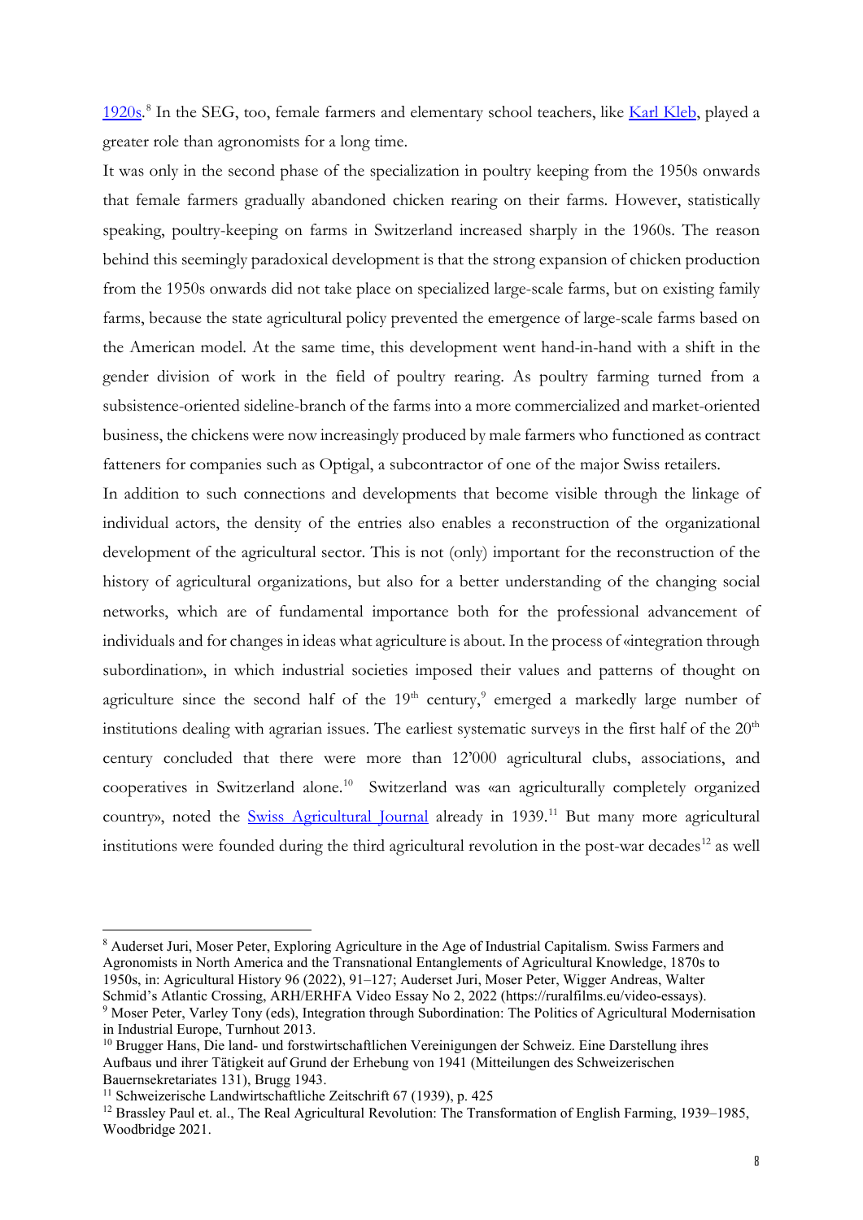1920s.[8] In the SEG, too, female farmers and elementary school teachers, like Karl Kleb, played a greater role than agronomists for a long time.

It was only in the second phase of the specialization in poultry keeping from the 1950s onwards that female farmers gradually abandoned chicken rearing on their farms. However, statistically speaking, poultry-keeping on farms in Switzerland increased sharply in the 1960s. The reason behind this seemingly paradoxical development is that the strong expansion of chicken production from the 1950s onwards did not take place on specialized large-scale farms, but on existing family farms, because the state agricultural policy prevented the emergence of large-scale farms based on the American model. At the same time, this development went hand-in-hand with a shift in the gender division of work in the field of poultry rearing. As poultry farming turned from a subsistence-oriented sideline-branch of the farms into a more commercialized and market-oriented business, the chickens were now increasingly produced by male farmers who functioned as contract fatteners for companies such as Optigal, a subcontractor of one of the major Swiss retailers.

In addition to such connections and developments that become visible through the linkage of individual actors, the density of the entries also enables a reconstruction of the organizational development of the agricultural sector. This is not (only) important for the reconstruction of the history of agricultural organizations, but also for a better understanding of the changing social networks, which are of fundamental importance both for the professional advancement of individuals and for changes in ideas what agriculture is about. In the process of «integration through subordination», in which industrial societies imposed their values and patterns of thought on agriculture since the second half of the 19th century,[9] emerged a markedly large number of institutions dealing with agrarian issues. The earliest systematic surveys in the first half of the 20th century concluded that there were more than 12'000 agricultural clubs, associations, and cooperatives in Switzerland alone.[10] Switzerland was «an agriculturally completely organized country», noted the Swiss Agricultural Journal already in 1939.[11] But many more agricultural institutions were founded during the third agricultural revolution in the post-war decades[12] as well

---

[8] Auderset Juri, Moser Peter, Exploring Agriculture in the Age of Industrial Capitalism. Swiss Farmers and Agronomists in North America and the Transnational Entanglements of Agricultural Knowledge, 1870s to 1950s, in: Agricultural History 96 (2022), 91–127; Auderset Juri, Moser Peter, Wigger Andreas, Walter Schmid's Atlantic Crossing, ARH/ERHFA Video Essay No 2, 2022 (https://ruralfilms.eu/video-essays).

[9] Moser Peter, Varley Tony (eds), Integration through Subordination: The Politics of Agricultural Modernisation in Industrial Europe, Turnhout 2013.

[10] Brugger Hans, Die land- und forstwirtschaftlichen Vereinigungen der Schweiz. Eine Darstellung ihres Aufbaus und ihrer Tätigkeit auf Grund der Erhebung von 1941 (Mitteilungen des Schweizerischen Bauernsekretariates 131), Brugg 1943.

[11] Schweizerische Landwirtschaftliche Zeitschrift 67 (1939), p. 425

[12] Brassley Paul et. al., The Real Agricultural Revolution: The Transformation of English Farming, 1939–1985, Woodbridge 2021.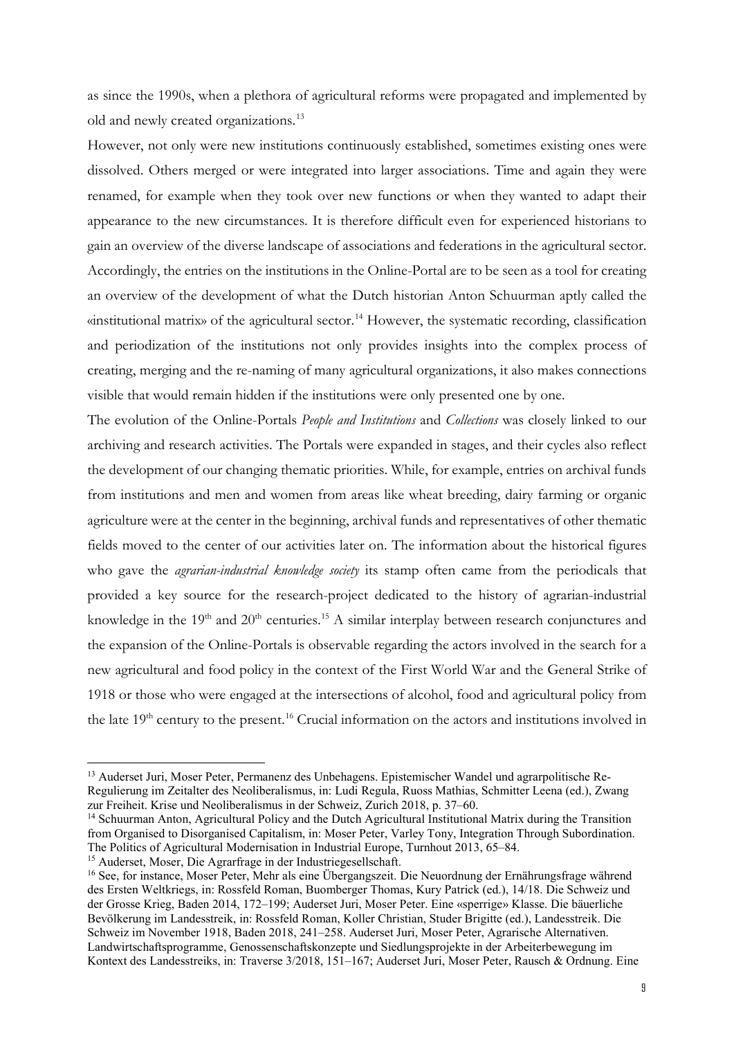as since the 1990s, when a plethora of agricultural reforms were propagated and implemented by old and newly created organizations.[13]

However, not only were new institutions continuously established, sometimes existing ones were dissolved. Others merged or were integrated into larger associations. Time and again they were renamed, for example when they took over new functions or when they wanted to adapt their appearance to the new circumstances. It is therefore difficult even for experienced historians to gain an overview of the diverse landscape of associations and federations in the agricultural sector. Accordingly, the entries on the institutions in the Online-Portal are to be seen as a tool for creating an overview of the development of what the Dutch historian Anton Schuurman aptly called the «institutional matrix» of the agricultural sector.[14] However, the systematic recording, classification and periodization of the institutions not only provides insights into the complex process of creating, merging and the re-naming of many agricultural organizations, it also makes connections visible that would remain hidden if the institutions were only presented one by one.

The evolution of the Online-Portals *People and Institutions* and *Collections* was closely linked to our archiving and research activities. The Portals were expanded in stages, and their cycles also reflect the development of our changing thematic priorities. While, for example, entries on archival funds from institutions and men and women from areas like wheat breeding, dairy farming or organic agriculture were at the center in the beginning, archival funds and representatives of other thematic fields moved to the center of our activities later on. The information about the historical figures who gave the *agrarian-industrial knowledge society* its stamp often came from the periodicals that provided a key source for the research-project dedicated to the history of agrarian-industrial knowledge in the 19th and 20th centuries.[15] A similar interplay between research conjunctures and the expansion of the Online-Portals is observable regarding the actors involved in the search for a new agricultural and food policy in the context of the First World War and the General Strike of 1918 or those who were engaged at the intersections of alcohol, food and agricultural policy from the late 19th century to the present.[16] Crucial information on the actors and institutions involved in

---

[13] Auderset Juri, Moser Peter, Permanenz des Unbehagens. Epistemischer Wandel und agrarpolitische Re-Regulierung im Zeitalter des Neoliberalismus, in: Ludi Regula, Ruoss Mathias, Schmitter Leena (ed.), Zwang zur Freiheit. Krise und Neoliberalismus in der Schweiz, Zurich 2018, p. 37–60.

[14] Schuurman Anton, Agricultural Policy and the Dutch Agricultural Institutional Matrix during the Transition from Organised to Disorganised Capitalism, in: Moser Peter, Varley Tony, Integration Through Subordination. The Politics of Agricultural Modernisation in Industrial Europe, Turnhout 2013, 65–84.

[15] Auderset, Moser, Die Agrarfrage in der Industriegesellschaft.

[16] See, for instance, Moser Peter, Mehr als eine Übergangszeit. Die Neuordnung der Ernährungsfrage während des Ersten Weltkriegs, in: Rossfeld Roman, Buomberger Thomas, Kury Patrick (ed.), 14/18. Die Schweiz und der Grosse Krieg, Baden 2014, 172–199; Auderset Juri, Moser Peter. Eine «sperrige» Klasse. Die bäuerliche Bevölkerung im Landesstreik, in: Rossfeld Roman, Koller Christian, Studer Brigitte (ed.), Landesstreik. Die Schweiz im November 1918, Baden 2018, 241–258. Auderset Juri, Moser Peter, Agrarische Alternativen. Landwirtschaftsprogramme, Genossenschaftskonzepte und Siedlungsprojekte in der Arbeiterbewegung im Kontext des Landesstreiks, in: Traverse 3/2018, 151–167; Auderset Juri, Moser Peter, Rausch & Ordnung. Eine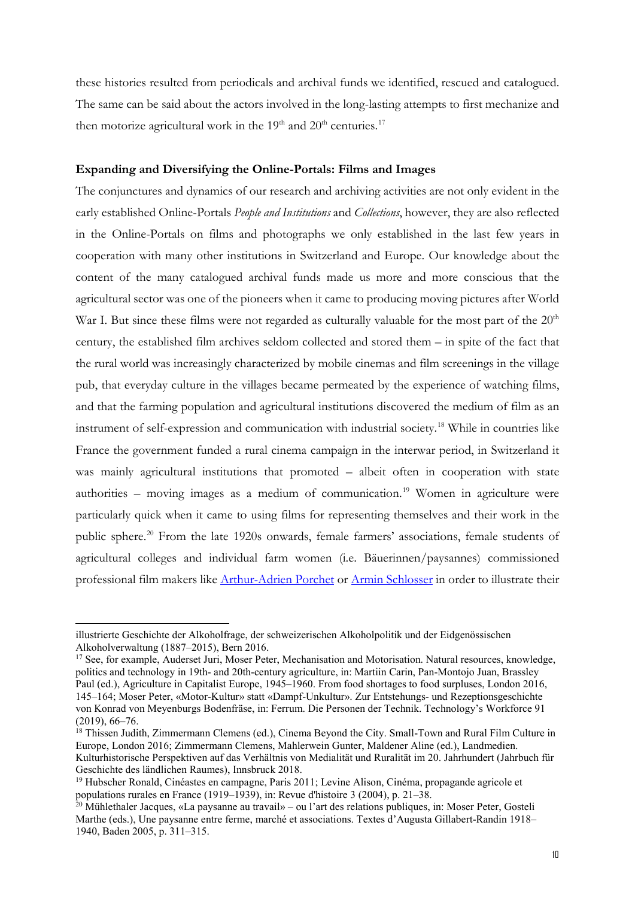these histories resulted from periodicals and archival funds we identified, rescued and catalogued. The same can be said about the actors involved in the long-lasting attempts to first mechanize and then motorize agricultural work in the 19th and 20th centuries.[17]

**Expanding and Diversifying the Online-Portals: Films and Images**

The conjunctures and dynamics of our research and archiving activities are not only evident in the early established Online-Portals *People and Institutions* and *Collections*, however, they are also reflected in the Online-Portals on films and photographs we only established in the last few years in cooperation with many other institutions in Switzerland and Europe. Our knowledge about the content of the many catalogued archival funds made us more and more conscious that the agricultural sector was one of the pioneers when it came to producing moving pictures after World War I. But since these films were not regarded as culturally valuable for the most part of the 20th century, the established film archives seldom collected and stored them – in spite of the fact that the rural world was increasingly characterized by mobile cinemas and film screenings in the village pub, that everyday culture in the villages became permeated by the experience of watching films, and that the farming population and agricultural institutions discovered the medium of film as an instrument of self-expression and communication with industrial society.[18] While in countries like France the government funded a rural cinema campaign in the interwar period, in Switzerland it was mainly agricultural institutions that promoted – albeit often in cooperation with state authorities – moving images as a medium of communication.[19] Women in agriculture were particularly quick when it came to using films for representing themselves and their work in the public sphere.[20] From the late 1920s onwards, female farmers' associations, female students of agricultural colleges and individual farm women (i.e. Bäuerinnen/paysannes) commissioned professional film makers like Arthur-Adrien Porchet or Armin Schlosser in order to illustrate their

---

illustrierte Geschichte der Alkoholfrage, der schweizerischen Alkoholpolitik und der Eidgenössischen Alkoholverwaltung (1887–2015), Bern 2016.

[17] See, for example, Auderset Juri, Moser Peter, Mechanisation and Motorisation. Natural resources, knowledge, politics and technology in 19th- and 20th-century agriculture, in: Martiin Carin, Pan-Montojo Juan, Brassley Paul (ed.), Agriculture in Capitalist Europe, 1945–1960. From food shortages to food surpluses, London 2016, 145–164; Moser Peter, «Motor-Kultur» statt «Dampf-Unkultur». Zur Entstehungs- und Rezeptionsgeschichte von Konrad von Meyenburgs Bodenfräse, in: Ferrum. Die Personen der Technik. Technology's Workforce 91 (2019), 66–76.

[18] Thissen Judith, Zimmermann Clemens (ed.), Cinema Beyond the City. Small-Town and Rural Film Culture in Europe, London 2016; Zimmermann Clemens, Mahlerwein Gunter, Maldener Aline (ed.), Landmedien. Kulturhistorische Perspektiven auf das Verhältnis von Medialität und Ruralität im 20. Jahrhundert (Jahrbuch für Geschichte des ländlichen Raumes), Innsbruck 2018.

[19] Hubscher Ronald, Cinéastes en campagne, Paris 2011; Levine Alison, Cinéma, propagande agricole et populations rurales en France (1919–1939), in: Revue d'histoire 3 (2004), p. 21–38.

[20] Mühlethaler Jacques, «La paysanne au travail» – ou l'art des relations publiques, in: Moser Peter, Gosteli Marthe (eds.), Une paysanne entre ferme, marché et associations. Textes d'Augusta Gillabert-Randin 1918–1940, Baden 2005, p. 311–315.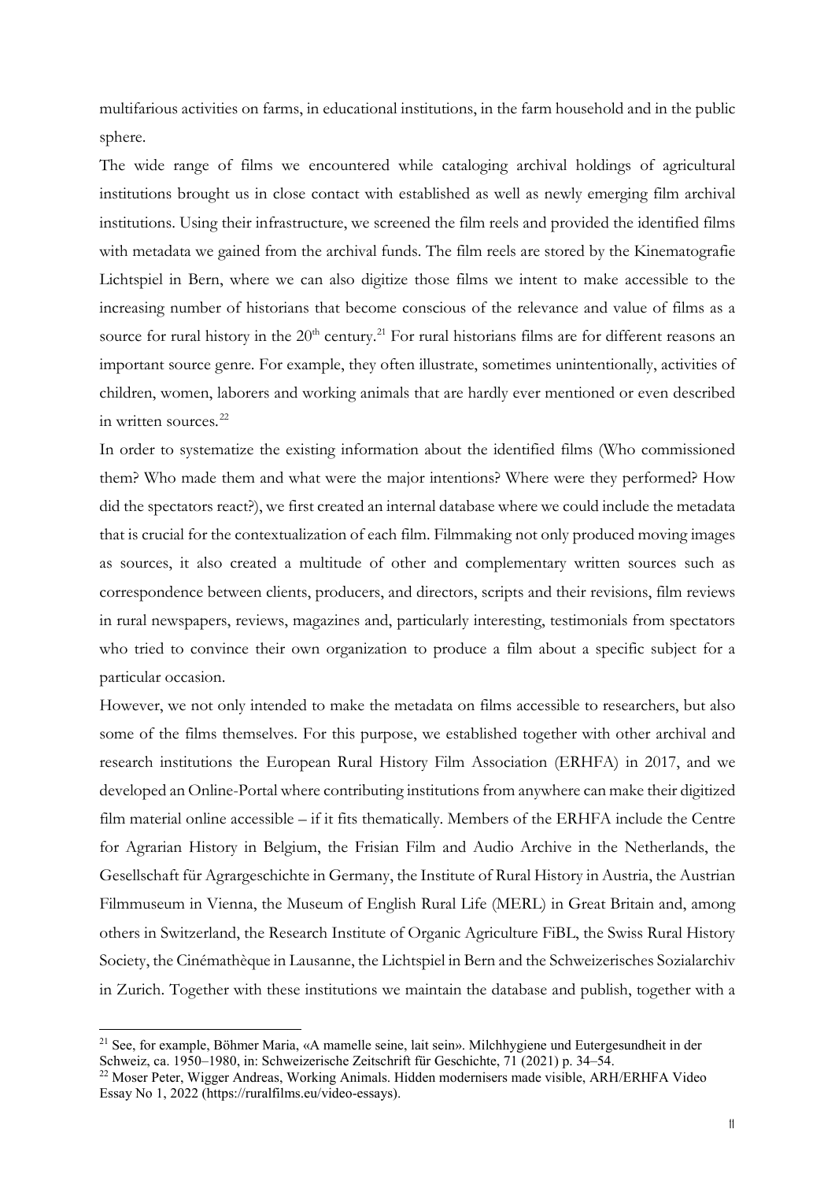multifarious activities on farms, in educational institutions, in the farm household and in the public sphere.

The wide range of films we encountered while cataloging archival holdings of agricultural institutions brought us in close contact with established as well as newly emerging film archival institutions. Using their infrastructure, we screened the film reels and provided the identified films with metadata we gained from the archival funds. The film reels are stored by the Kinematografie Lichtspiel in Bern, where we can also digitize those films we intent to make accessible to the increasing number of historians that become conscious of the relevance and value of films as a source for rural history in the 20th century.[21] For rural historians films are for different reasons an important source genre. For example, they often illustrate, sometimes unintentionally, activities of children, women, laborers and working animals that are hardly ever mentioned or even described in written sources.[22]

In order to systematize the existing information about the identified films (Who commissioned them? Who made them and what were the major intentions? Where were they performed? How did the spectators react?), we first created an internal database where we could include the metadata that is crucial for the contextualization of each film. Filmmaking not only produced moving images as sources, it also created a multitude of other and complementary written sources such as correspondence between clients, producers, and directors, scripts and their revisions, film reviews in rural newspapers, reviews, magazines and, particularly interesting, testimonials from spectators who tried to convince their own organization to produce a film about a specific subject for a particular occasion.

However, we not only intended to make the metadata on films accessible to researchers, but also some of the films themselves. For this purpose, we established together with other archival and research institutions the European Rural History Film Association (ERHFA) in 2017, and we developed an Online-Portal where contributing institutions from anywhere can make their digitized film material online accessible – if it fits thematically. Members of the ERHFA include the Centre for Agrarian History in Belgium, the Frisian Film and Audio Archive in the Netherlands, the Gesellschaft für Agrargeschichte in Germany, the Institute of Rural History in Austria, the Austrian Filmmuseum in Vienna, the Museum of English Rural Life (MERL) in Great Britain and, among others in Switzerland, the Research Institute of Organic Agriculture FiBL, the Swiss Rural History Society, the Cinémathèque in Lausanne, the Lichtspiel in Bern and the Schweizerisches Sozialarchiv in Zurich. Together with these institutions we maintain the database and publish, together with a

---

[21] See, for example, Böhmer Maria, «A mamelle seine, lait sein». Milchhygiene und Eutergesundheit in der Schweiz, ca. 1950–1980, in: Schweizerische Zeitschrift für Geschichte, 71 (2021) p. 34–54.

[22] Moser Peter, Wigger Andreas, Working Animals. Hidden modernisers made visible, ARH/ERHFA Video Essay No 1, 2022 (https://ruralfilms.eu/video-essays).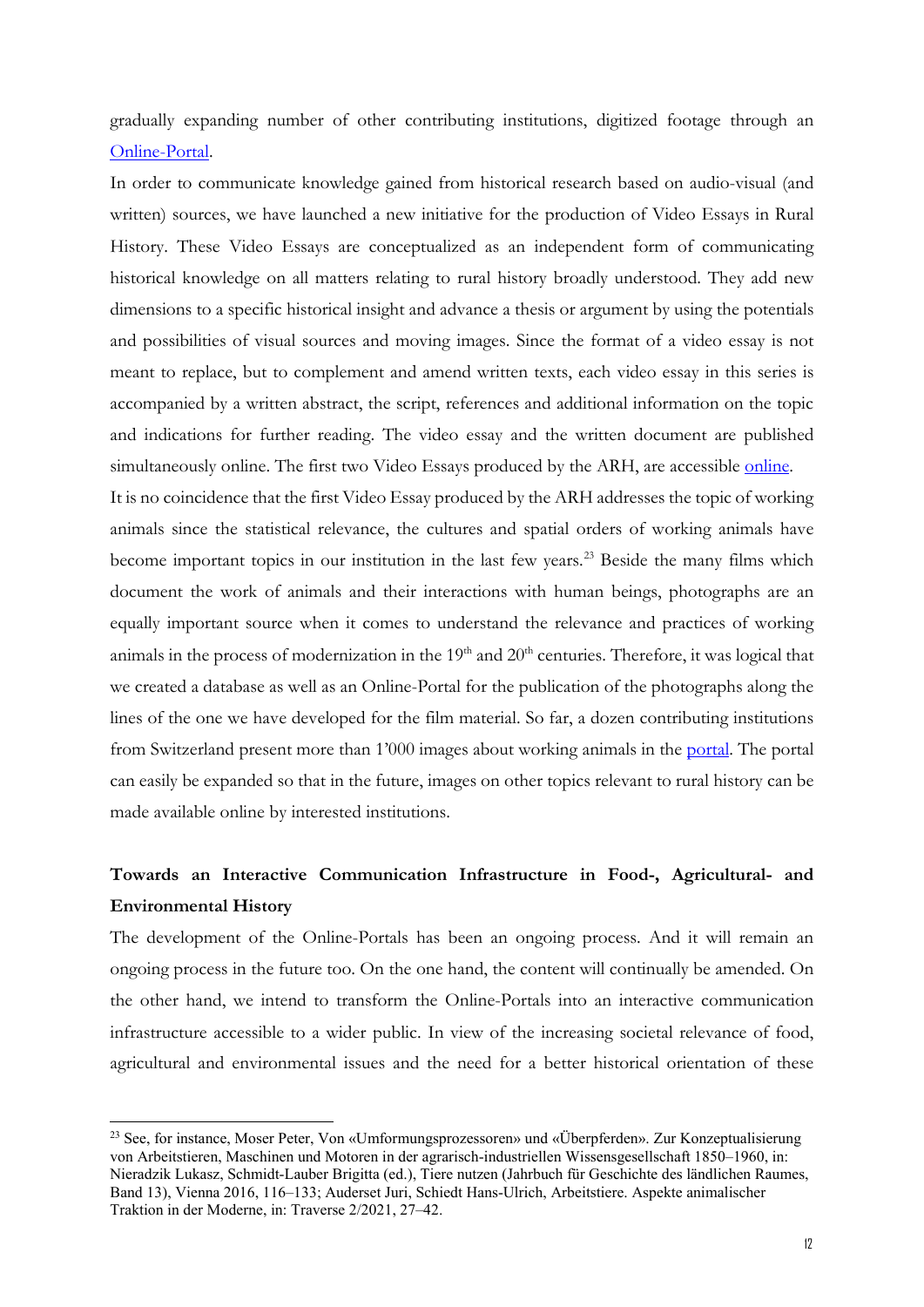gradually expanding number of other contributing institutions, digitized footage through an [Online-Portal](#).

In order to communicate knowledge gained from historical research based on audio-visual (and written) sources, we have launched a new initiative for the production of Video Essays in Rural History. These Video Essays are conceptualized as an independent form of communicating historical knowledge on all matters relating to rural history broadly understood. They add new dimensions to a specific historical insight and advance a thesis or argument by using the potentials and possibilities of visual sources and moving images. Since the format of a video essay is not meant to replace, but to complement and amend written texts, each video essay in this series is accompanied by a written abstract, the script, references and additional information on the topic and indications for further reading. The video essay and the written document are published simultaneously online. The first two Video Essays produced by the ARH, are accessible [online](#).

It is no coincidence that the first Video Essay produced by the ARH addresses the topic of working animals since the statistical relevance, the cultures and spatial orders of working animals have become important topics in our institution in the last few years.[23] Beside the many films which document the work of animals and their interactions with human beings, photographs are an equally important source when it comes to understand the relevance and practices of working animals in the process of modernization in the 19th and 20th centuries. Therefore, it was logical that we created a database as well as an Online-Portal for the publication of the photographs along the lines of the one we have developed for the film material. So far, a dozen contributing institutions from Switzerland present more than 1'000 images about working animals in the [portal](#). The portal can easily be expanded so that in the future, images on other topics relevant to rural history can be made available online by interested institutions.

## Towards an Interactive Communication Infrastructure in Food-, Agricultural- and Environmental History

The development of the Online-Portals has been an ongoing process. And it will remain an ongoing process in the future too. On the one hand, the content will continually be amended. On the other hand, we intend to transform the Online-Portals into an interactive communication infrastructure accessible to a wider public. In view of the increasing societal relevance of food, agricultural and environmental issues and the need for a better historical orientation of these

---

[23] See, for instance, Moser Peter, Von «Umformungsprozessoren» und «Überpferden». Zur Konzeptualisierung von Arbeitstieren, Maschinen und Motoren in der agrarisch-industriellen Wissensgesellschaft 1850–1960, in: Nieradzik Lukasz, Schmidt-Lauber Brigitta (ed.), Tiere nutzen (Jahrbuch für Geschichte des ländlichen Raumes, Band 13), Vienna 2016, 116–133; Auderset Juri, Schiedt Hans-Ulrich, Arbeitstiere. Aspekte animalischer Traktion in der Moderne, in: Traverse 2/2021, 27–42.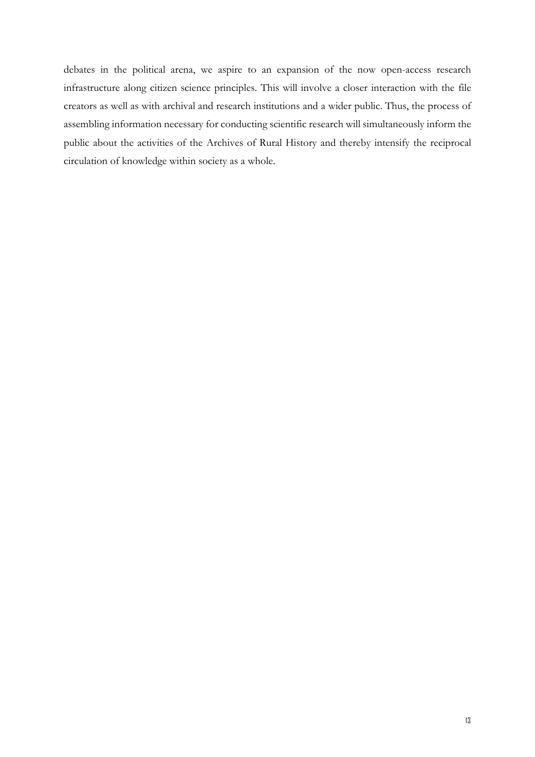debates in the political arena, we aspire to an expansion of the now open-access research infrastructure along citizen science principles. This will involve a closer interaction with the file creators as well as with archival and research institutions and a wider public. Thus, the process of assembling information necessary for conducting scientific research will simultaneously inform the public about the activities of the Archives of Rural History and thereby intensify the reciprocal circulation of knowledge within society as a whole.